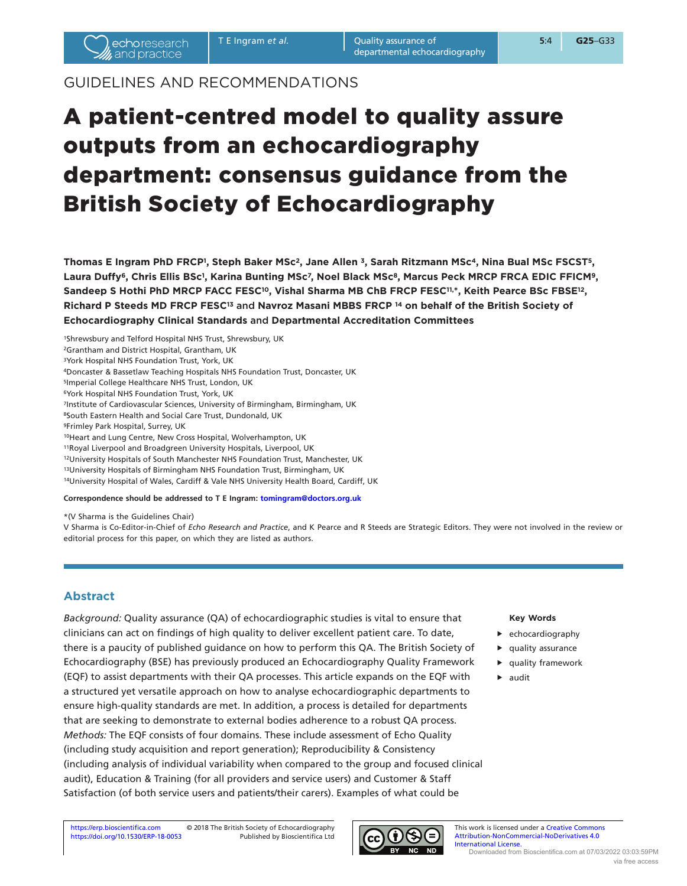GUIDELINES AND RECOMMENDATIONS

# A patient-centred model to quality assure outputs from an echocardiography department: consensus guidance from the British Society of Echocardiography

**Thomas E Ingram PhD FRCP[1], Steph Baker MSc[2], Jane Allen [3], Sarah Ritzmann MSc[4], Nina Bual MSc FSCST[5], Laura Duffy[6], Chris Ellis BSc[1], Karina Bunting MSc[7], Noel Black MSc[8], Marcus Peck MRCP FRCA EDIC FFICM[9], Sandeep S Hothi PhD MRCP FACC FESC[10], Vishal Sharma MB ChB FRCP FESC[11,*], Keith Pearce BSc FBSE[12], Richard P Steeds MD FRCP FESC[13] and Navroz Masani MBBS FRCP [14] on behalf of the British Society of Echocardiography Clinical Standards and Departmental Accreditation Committees**

[1]Shrewsbury and Telford Hospital NHS Trust, Shrewsbury, UK
[2]Grantham and District Hospital, Grantham, UK
[3]York Hospital NHS Foundation Trust, York, UK
[4]Doncaster & Bassetlaw Teaching Hospitals NHS Foundation Trust, Doncaster, UK
[5]Imperial College Healthcare NHS Trust, London, UK
[6]York Hospital NHS Foundation Trust, York, UK
[7]Institute of Cardiovascular Sciences, University of Birmingham, Birmingham, UK
[8]South Eastern Health and Social Care Trust, Dundonald, UK
[9]Frimley Park Hospital, Surrey, UK
[10]Heart and Lung Centre, New Cross Hospital, Wolverhampton, UK
[11]Royal Liverpool and Broadgreen University Hospitals, Liverpool, UK
[12]University Hospitals of South Manchester NHS Foundation Trust, Manchester, UK
[13]University Hospitals of Birmingham NHS Foundation Trust, Birmingham, UK
[14]University Hospital of Wales, Cardiff & Vale NHS University Health Board, Cardiff, UK

**Correspondence should be addressed to T E Ingram: tomingram@doctors.org.uk**

*(V Sharma is the Guidelines Chair)
V Sharma is Co-Editor-in-Chief of *Echo Research and Practice*, and K Pearce and R Steeds are Strategic Editors. They were not involved in the review or editorial process for this paper, on which they are listed as authors.

## Abstract

*Background:* Quality assurance (QA) of echocardiographic studies is vital to ensure that clinicians can act on findings of high quality to deliver excellent patient care. To date, there is a paucity of published guidance on how to perform this QA. The British Society of Echocardiography (BSE) has previously produced an Echocardiography Quality Framework (EQF) to assist departments with their QA processes. This article expands on the EQF with a structured yet versatile approach on how to analyse echocardiographic departments to ensure high-quality standards are met. In addition, a process is detailed for departments that are seeking to demonstrate to external bodies adherence to a robust QA process.
*Methods:* The EQF consists of four domains. These include assessment of Echo Quality (including study acquisition and report generation); Reproducibility & Consistency (including analysis of individual variability when compared to the group and focused clinical audit), Education & Training (for all providers and service users) and Customer & Staff Satisfaction (of both service users and patients/their carers). Examples of what could be

**Key Words**

- echocardiography
- quality assurance
- quality framework
- audit

https://erp.bioscientifica.com
https://doi.org/10.1530/ERP-18-0053
© 2018 The British Society of Echocardiography
Published by Bioscientifica Ltd

This work is licensed under a Creative Commons Attribution-NonCommercial-NoDerivatives 4.0 International License.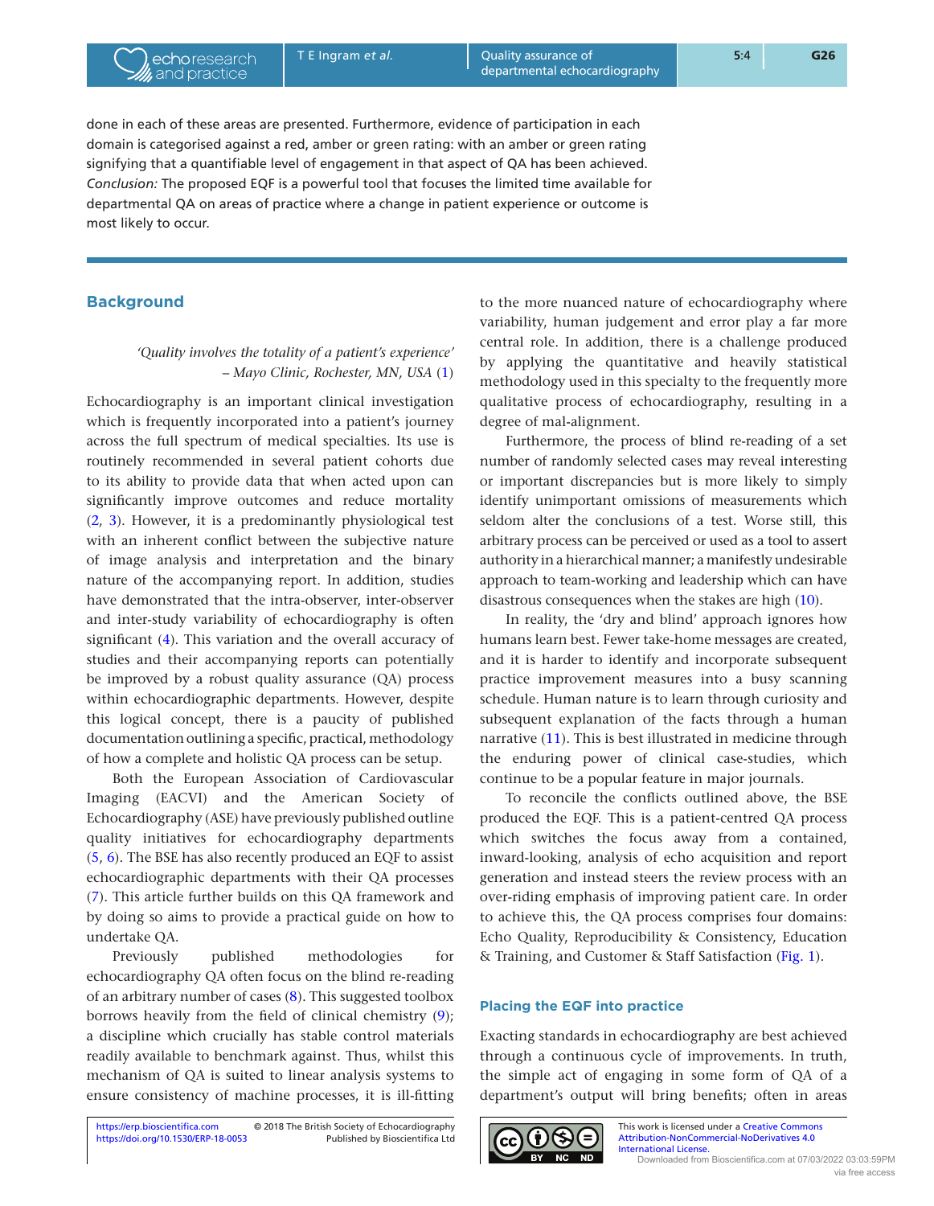done in each of these areas are presented. Furthermore, evidence of participation in each domain is categorised against a red, amber or green rating: with an amber or green rating signifying that a quantifiable level of engagement in that aspect of QA has been achieved. *Conclusion:* The proposed EQF is a powerful tool that focuses the limited time available for departmental QA on areas of practice where a change in patient experience or outcome is most likely to occur.

## Background

> *'Quality involves the totality of a patient's experience'*
> *– Mayo Clinic, Rochester, MN, USA* (1)

Echocardiography is an important clinical investigation which is frequently incorporated into a patient's journey across the full spectrum of medical specialties. Its use is routinely recommended in several patient cohorts due to its ability to provide data that when acted upon can significantly improve outcomes and reduce mortality (2, 3). However, it is a predominantly physiological test with an inherent conflict between the subjective nature of image analysis and interpretation and the binary nature of the accompanying report. In addition, studies have demonstrated that the intra-observer, inter-observer and inter-study variability of echocardiography is often significant (4). This variation and the overall accuracy of studies and their accompanying reports can potentially be improved by a robust quality assurance (QA) process within echocardiographic departments. However, despite this logical concept, there is a paucity of published documentation outlining a specific, practical, methodology of how a complete and holistic QA process can be setup.

Both the European Association of Cardiovascular Imaging (EACVI) and the American Society of Echocardiography (ASE) have previously published outline quality initiatives for echocardiography departments (5, 6). The BSE has also recently produced an EQF to assist echocardiographic departments with their QA processes (7). This article further builds on this QA framework and by doing so aims to provide a practical guide on how to undertake QA.

Previously published methodologies for echocardiography QA often focus on the blind re-reading of an arbitrary number of cases (8). This suggested toolbox borrows heavily from the field of clinical chemistry (9); a discipline which crucially has stable control materials readily available to benchmark against. Thus, whilst this mechanism of QA is suited to linear analysis systems to ensure consistency of machine processes, it is ill-fitting to the more nuanced nature of echocardiography where variability, human judgement and error play a far more central role. In addition, there is a challenge produced by applying the quantitative and heavily statistical methodology used in this specialty to the frequently more qualitative process of echocardiography, resulting in a degree of mal-alignment.

Furthermore, the process of blind re-reading of a set number of randomly selected cases may reveal interesting or important discrepancies but is more likely to simply identify unimportant omissions of measurements which seldom alter the conclusions of a test. Worse still, this arbitrary process can be perceived or used as a tool to assert authority in a hierarchical manner; a manifestly undesirable approach to team-working and leadership which can have disastrous consequences when the stakes are high (10).

In reality, the 'dry and blind' approach ignores how humans learn best. Fewer take-home messages are created, and it is harder to identify and incorporate subsequent practice improvement measures into a busy scanning schedule. Human nature is to learn through curiosity and subsequent explanation of the facts through a human narrative (11). This is best illustrated in medicine through the enduring power of clinical case-studies, which continue to be a popular feature in major journals.

To reconcile the conflicts outlined above, the BSE produced the EQF. This is a patient-centred QA process which switches the focus away from a contained, inward-looking, analysis of echo acquisition and report generation and instead steers the review process with an over-riding emphasis of improving patient care. In order to achieve this, the QA process comprises four domains: Echo Quality, Reproducibility & Consistency, Education & Training, and Customer & Staff Satisfaction (Fig. 1).

### Placing the EQF into practice

Exacting standards in echocardiography are best achieved through a continuous cycle of improvements. In truth, the simple act of engaging in some form of QA of a department's output will bring benefits; often in areas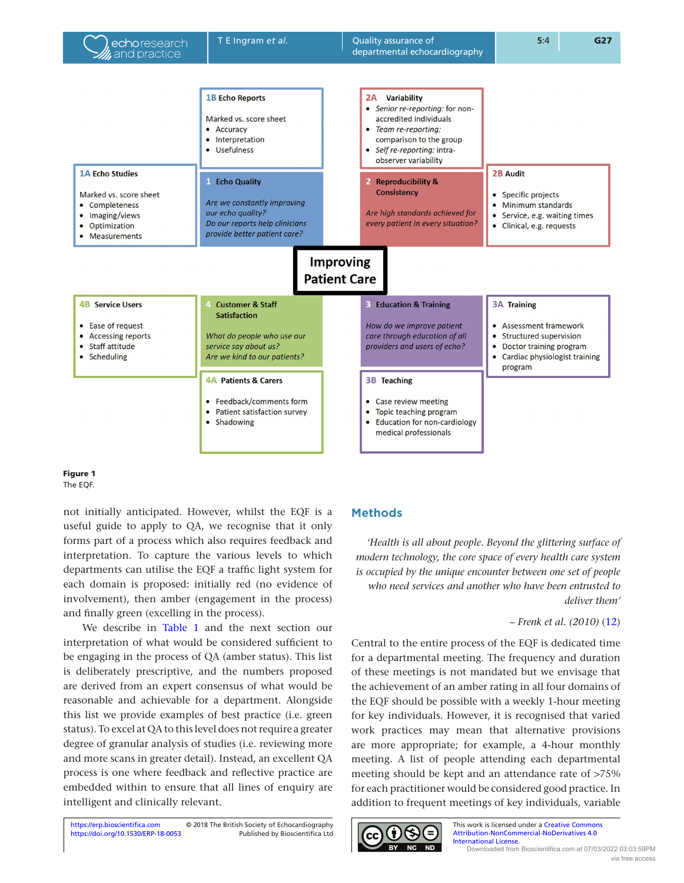1B Echo Reports

Marked vs. score sheet
- Accuracy
- Interpretation
- Usefulness

2A Variability
- *Senior re-reporting:* for non-accredited individuals
- *Team re-reporting:* comparison to the group
- *Self re-reporting:* intra-observer variability

1A Echo Studies

Marked vs. score sheet
- Completeness
- Imaging/views
- Optimization
- Measurements

1 Echo Quality

*Are we constantly improving our echo quality?*
*Do our reports help clinicians provide better patient care?*

2 Reproducibility & Consistency

*Are high standards achieved for every patient in every situation?*

2B Audit
- Specific projects
- Minimum standards
- Service, e.g. waiting times
- Clinical, e.g. requests

**Improving Patient Care**

4B Service Users
- Ease of request
- Accessing reports
- Staff attitude
- Scheduling

4 Customer & Staff Satisfaction

*What do people who use our service say about us?*
*Are we kind to our patients?*

3 Education & Training

*How do we improve patient care through education of all providers and users of echo?*

3A Training
- Assessment framework
- Structured supervision
- Doctor training program
- Cardiac physiologist training program

4A Patients & Carers
- Feedback/comments form
- Patient satisfaction survey
- Shadowing

3B Teaching
- Case review meeting
- Topic teaching program
- Education for non-cardiology medical professionals

**Figure 1**
The EQF.

not initially anticipated. However, whilst the EQF is a useful guide to apply to QA, we recognise that it only forms part of a process which also requires feedback and interpretation. To capture the various levels to which departments can utilise the EQF a traffic light system for each domain is proposed: initially red (no evidence of involvement), then amber (engagement in the process) and finally green (excelling in the process).

We describe in Table 1 and the next section our interpretation of what would be considered sufficient to be engaging in the process of QA (amber status). This list is deliberately prescriptive, and the numbers proposed are derived from an expert consensus of what would be reasonable and achievable for a department. Alongside this list we provide examples of best practice (i.e. green status). To excel at QA to this level does not require a greater degree of granular analysis of studies (i.e. reviewing more and more scans in greater detail). Instead, an excellent QA process is one where feedback and reflective practice are embedded within to ensure that all lines of enquiry are intelligent and clinically relevant.

## Methods

> *'Health is all about people. Beyond the glittering surface of modern technology, the core space of every health care system is occupied by the unique encounter between one set of people who need services and another who have been entrusted to deliver them'*
>
> – *Frenk et al. (2010)* (12)

Central to the entire process of the EQF is dedicated time for a departmental meeting. The frequency and duration of these meetings is not mandated but we envisage that the achievement of an amber rating in all four domains of the EQF should be possible with a weekly 1-hour meeting for key individuals. However, it is recognised that varied work practices may mean that alternative provisions are more appropriate; for example, a 4-hour monthly meeting. A list of people attending each departmental meeting should be kept and an attendance rate of >75% for each practitioner would be considered good practice. In addition to frequent meetings of key individuals, variable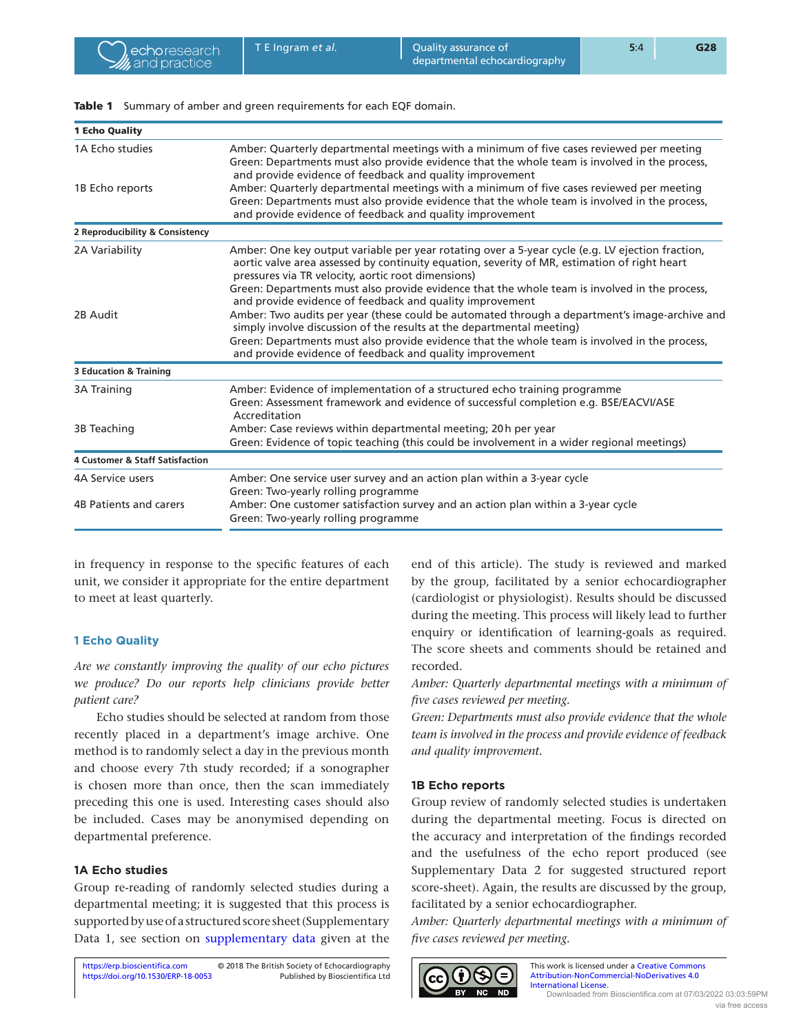**Table 1** Summary of amber and green requirements for each EQF domain.

| | |
|---|---|
| **1 Echo Quality** | |
| 1A Echo studies | Amber: Quarterly departmental meetings with a minimum of five cases reviewed per meeting<br>Green: Departments must also provide evidence that the whole team is involved in the process, and provide evidence of feedback and quality improvement |
| 1B Echo reports | Amber: Quarterly departmental meetings with a minimum of five cases reviewed per meeting<br>Green: Departments must also provide evidence that the whole team is involved in the process, and provide evidence of feedback and quality improvement |
| **2 Reproducibility & Consistency** | |
| 2A Variability | Amber: One key output variable per year rotating over a 5-year cycle (e.g. LV ejection fraction, aortic valve area assessed by continuity equation, severity of MR, estimation of right heart pressures via TR velocity, aortic root dimensions)<br>Green: Departments must also provide evidence that the whole team is involved in the process, and provide evidence of feedback and quality improvement |
| 2B Audit | Amber: Two audits per year (these could be automated through a department's image-archive and simply involve discussion of the results at the departmental meeting)<br>Green: Departments must also provide evidence that the whole team is involved in the process, and provide evidence of feedback and quality improvement |
| **3 Education & Training** | |
| 3A Training | Amber: Evidence of implementation of a structured echo training programme<br>Green: Assessment framework and evidence of successful completion e.g. BSE/EACVI/ASE Accreditation |
| 3B Teaching | Amber: Case reviews within departmental meeting; 20h per year<br>Green: Evidence of topic teaching (this could be involvement in a wider regional meetings) |
| **4 Customer & Staff Satisfaction** | |
| 4A Service users | Amber: One service user survey and an action plan within a 3-year cycle<br>Green: Two-yearly rolling programme |
| 4B Patients and carers | Amber: One customer satisfaction survey and an action plan within a 3-year cycle<br>Green: Two-yearly rolling programme |

in frequency in response to the specific features of each unit, we consider it appropriate for the entire department to meet at least quarterly.

## 1 Echo Quality

*Are we constantly improving the quality of our echo pictures we produce? Do our reports help clinicians provide better patient care?*

Echo studies should be selected at random from those recently placed in a department's image archive. One method is to randomly select a day in the previous month and choose every 7th study recorded; if a sonographer is chosen more than once, then the scan immediately preceding this one is used. Interesting cases should also be included. Cases may be anonymised depending on departmental preference.

### 1A Echo studies

Group re-reading of randomly selected studies during a departmental meeting; it is suggested that this process is supported by use of a structured score sheet (Supplementary Data 1, see section on supplementary data given at the end of this article). The study is reviewed and marked by the group, facilitated by a senior echocardiographer (cardiologist or physiologist). Results should be discussed during the meeting. This process will likely lead to further enquiry or identification of learning-goals as required. The score sheets and comments should be retained and recorded.

*Amber: Quarterly departmental meetings with a minimum of five cases reviewed per meeting.*

*Green: Departments must also provide evidence that the whole team is involved in the process and provide evidence of feedback and quality improvement.*

### 1B Echo reports

Group review of randomly selected studies is undertaken during the departmental meeting. Focus is directed on the accuracy and interpretation of the findings recorded and the usefulness of the echo report produced (see Supplementary Data 2 for suggested structured report score-sheet). Again, the results are discussed by the group, facilitated by a senior echocardiographer.

*Amber: Quarterly departmental meetings with a minimum of five cases reviewed per meeting.*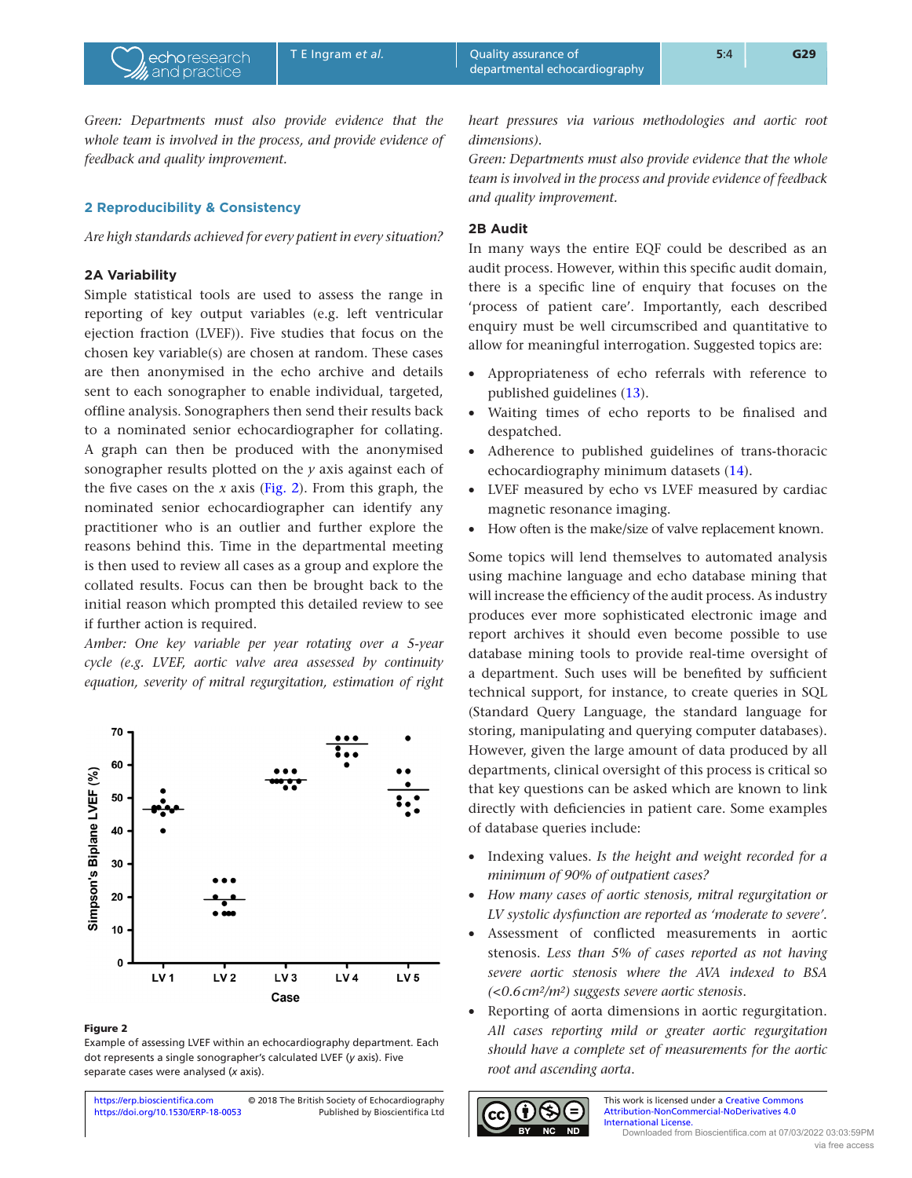*Green: Departments must also provide evidence that the whole team is involved in the process, and provide evidence of feedback and quality improvement.*

## 2 Reproducibility & Consistency

*Are high standards achieved for every patient in every situation?*

### 2A Variability

Simple statistical tools are used to assess the range in reporting of key output variables (e.g. left ventricular ejection fraction (LVEF)). Five studies that focus on the chosen key variable(s) are chosen at random. These cases are then anonymised in the echo archive and details sent to each sonographer to enable individual, targeted, offline analysis. Sonographers then send their results back to a nominated senior echocardiographer for collating. A graph can then be produced with the anonymised sonographer results plotted on the *y* axis against each of the five cases on the *x* axis (Fig. 2). From this graph, the nominated senior echocardiographer can identify any practitioner who is an outlier and further explore the reasons behind this. Time in the departmental meeting is then used to review all cases as a group and explore the collated results. Focus can then be brought back to the initial reason which prompted this detailed review to see if further action is required.

*Amber: One key variable per year rotating over a 5-year cycle (e.g. LVEF, aortic valve area assessed by continuity equation, severity of mitral regurgitation, estimation of right heart pressures via various methodologies and aortic root dimensions).*

*Green: Departments must also provide evidence that the whole team is involved in the process and provide evidence of feedback and quality improvement.*

**Figure 2**
Example of assessing LVEF within an echocardiography department. Each dot represents a single sonographer's calculated LVEF (*y* axis). Five separate cases were analysed (*x* axis).

### 2B Audit

In many ways the entire EQF could be described as an audit process. However, within this specific audit domain, there is a specific line of enquiry that focuses on the 'process of patient care'. Importantly, each described enquiry must be well circumscribed and quantitative to allow for meaningful interrogation. Suggested topics are:

- Appropriateness of echo referrals with reference to published guidelines (13).
- Waiting times of echo reports to be finalised and despatched.
- Adherence to published guidelines of trans-thoracic echocardiography minimum datasets (14).
- LVEF measured by echo vs LVEF measured by cardiac magnetic resonance imaging.
- How often is the make/size of valve replacement known.

Some topics will lend themselves to automated analysis using machine language and echo database mining that will increase the efficiency of the audit process. As industry produces ever more sophisticated electronic image and report archives it should even become possible to use database mining tools to provide real-time oversight of a department. Such uses will be benefited by sufficient technical support, for instance, to create queries in SQL (Standard Query Language, the standard language for storing, manipulating and querying computer databases). However, given the large amount of data produced by all departments, clinical oversight of this process is critical so that key questions can be asked which are known to link directly with deficiencies in patient care. Some examples of database queries include:

- Indexing values. *Is the height and weight recorded for a minimum of 90% of outpatient cases?*
- *How many cases of aortic stenosis, mitral regurgitation or LV systolic dysfunction are reported as 'moderate to severe'.*
- Assessment of conflicted measurements in aortic stenosis. *Less than 5% of cases reported as not having severe aortic stenosis where the AVA indexed to BSA (<0.6 cm²/m²) suggests severe aortic stenosis.*
- Reporting of aorta dimensions in aortic regurgitation. *All cases reporting mild or greater aortic regurgitation should have a complete set of measurements for the aortic root and ascending aorta.*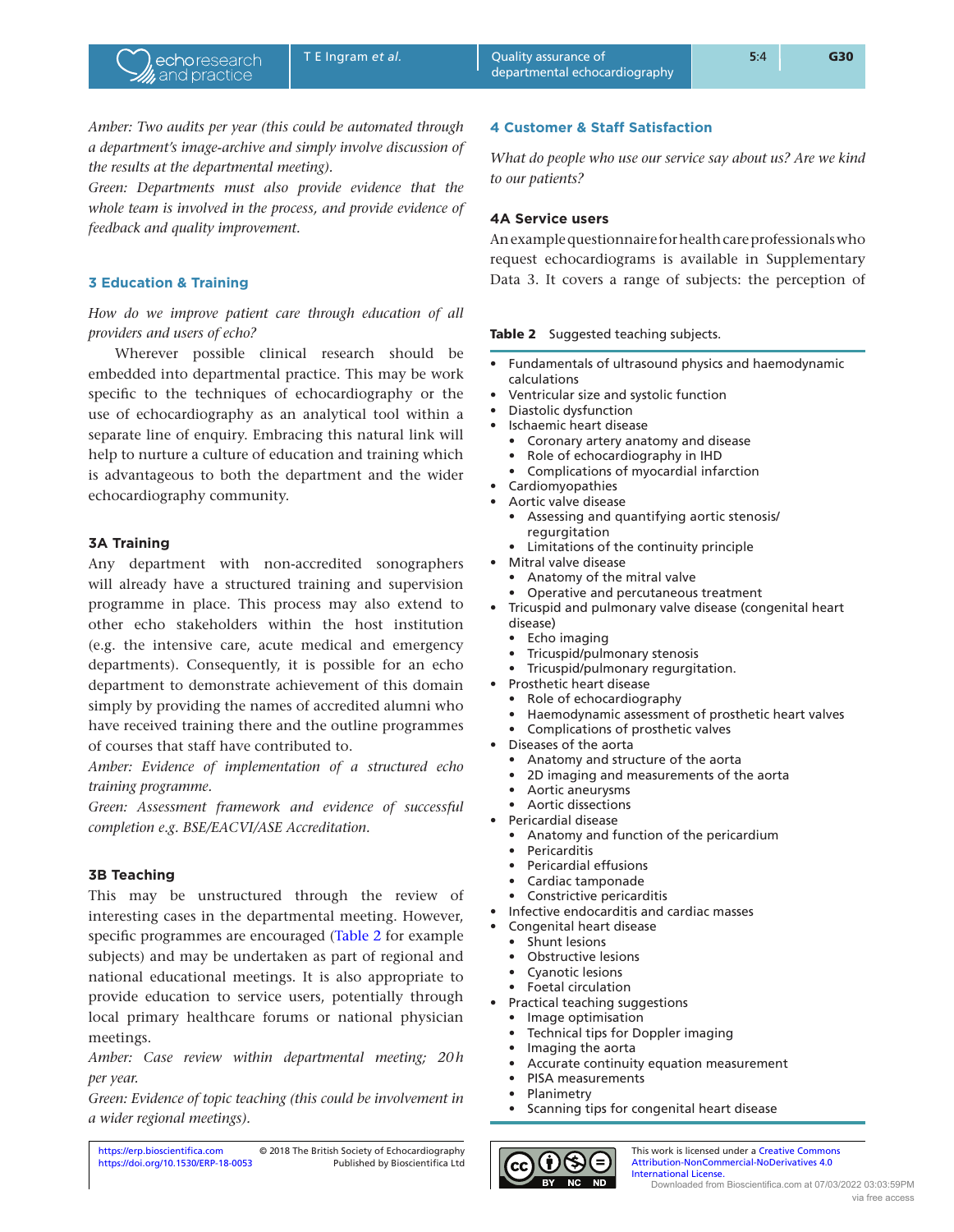*Amber: Two audits per year (this could be automated through a department's image-archive and simply involve discussion of the results at the departmental meeting).*

*Green: Departments must also provide evidence that the whole team is involved in the process, and provide evidence of feedback and quality improvement.*

## 3 Education & Training

*How do we improve patient care through education of all providers and users of echo?*

Wherever possible clinical research should be embedded into departmental practice. This may be work specific to the techniques of echocardiography or the use of echocardiography as an analytical tool within a separate line of enquiry. Embracing this natural link will help to nurture a culture of education and training which is advantageous to both the department and the wider echocardiography community.

### 3A Training

Any department with non-accredited sonographers will already have a structured training and supervision programme in place. This process may also extend to other echo stakeholders within the host institution (e.g. the intensive care, acute medical and emergency departments). Consequently, it is possible for an echo department to demonstrate achievement of this domain simply by providing the names of accredited alumni who have received training there and the outline programmes of courses that staff have contributed to.

*Amber: Evidence of implementation of a structured echo training programme.*

*Green: Assessment framework and evidence of successful completion e.g. BSE/EACVI/ASE Accreditation.*

### 3B Teaching

This may be unstructured through the review of interesting cases in the departmental meeting. However, specific programmes are encouraged (Table 2 for example subjects) and may be undertaken as part of regional and national educational meetings. It is also appropriate to provide education to service users, potentially through local primary healthcare forums or national physician meetings.

*Amber: Case review within departmental meeting; 20 h per year.*

*Green: Evidence of topic teaching (this could be involvement in a wider regional meetings).*

**Table 2** Suggested teaching subjects.

- Fundamentals of ultrasound physics and haemodynamic calculations
- Ventricular size and systolic function
- Diastolic dysfunction
- Ischaemic heart disease
  - Coronary artery anatomy and disease
  - Role of echocardiography in IHD
  - Complications of myocardial infarction
- Cardiomyopathies
- Aortic valve disease
  - Assessing and quantifying aortic stenosis/regurgitation
  - Limitations of the continuity principle
- Mitral valve disease
  - Anatomy of the mitral valve
  - Operative and percutaneous treatment
- Tricuspid and pulmonary valve disease (congenital heart disease)
  - Echo imaging
  - Tricuspid/pulmonary stenosis
  - Tricuspid/pulmonary regurgitation.
- Prosthetic heart disease
  - Role of echocardiography
  - Haemodynamic assessment of prosthetic heart valves
  - Complications of prosthetic valves
- Diseases of the aorta
  - Anatomy and structure of the aorta
  - 2D imaging and measurements of the aorta
  - Aortic aneurysms
  - Aortic dissections
- Pericardial disease
  - Anatomy and function of the pericardium
  - Pericarditis
  - Pericardial effusions
  - Cardiac tamponade
  - Constrictive pericarditis
- Infective endocarditis and cardiac masses
- Congenital heart disease
  - Shunt lesions
  - Obstructive lesions
  - Cyanotic lesions
  - Foetal circulation
- Practical teaching suggestions
  - Image optimisation
  - Technical tips for Doppler imaging
  - Imaging the aorta
  - Accurate continuity equation measurement
  - PISA measurements
  - Planimetry
  - Scanning tips for congenital heart disease

## 4 Customer & Staff Satisfaction

*What do people who use our service say about us? Are we kind to our patients?*

### 4A Service users

An example questionnaire for health care professionals who request echocardiograms is available in Supplementary Data 3. It covers a range of subjects: the perception of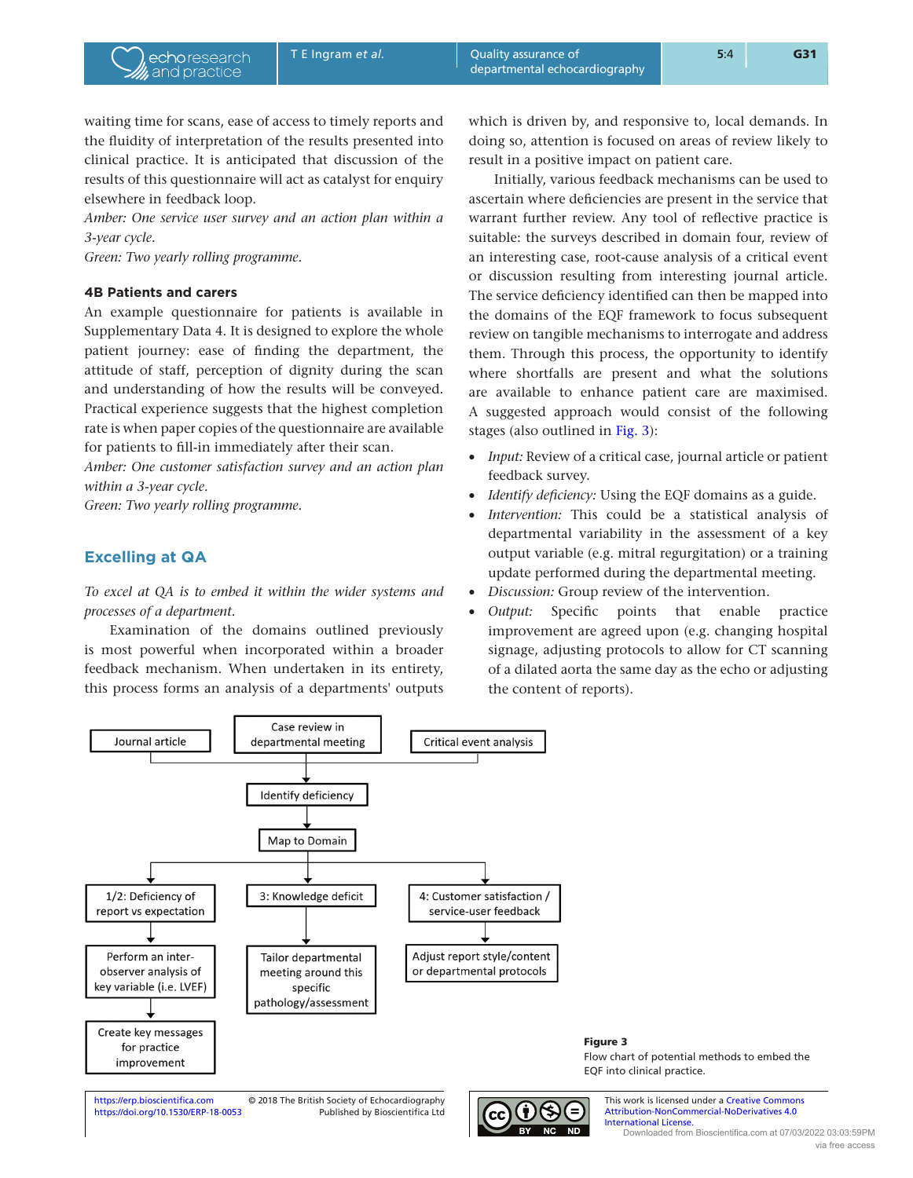waiting time for scans, ease of access to timely reports and the fluidity of interpretation of the results presented into clinical practice. It is anticipated that discussion of the results of this questionnaire will act as catalyst for enquiry elsewhere in feedback loop.

*Amber: One service user survey and an action plan within a 3-year cycle.*

*Green: Two yearly rolling programme.*

### 4B Patients and carers

An example questionnaire for patients is available in Supplementary Data 4. It is designed to explore the whole patient journey: ease of finding the department, the attitude of staff, perception of dignity during the scan and understanding of how the results will be conveyed. Practical experience suggests that the highest completion rate is when paper copies of the questionnaire are available for patients to fill-in immediately after their scan.

*Amber: One customer satisfaction survey and an action plan within a 3-year cycle.*

*Green: Two yearly rolling programme.*

## Excelling at QA

*To excel at QA is to embed it within the wider systems and processes of a department.*

Examination of the domains outlined previously is most powerful when incorporated within a broader feedback mechanism. When undertaken in its entirety, this process forms an analysis of a departments' outputs which is driven by, and responsive to, local demands. In doing so, attention is focused on areas of review likely to result in a positive impact on patient care.

Initially, various feedback mechanisms can be used to ascertain where deficiencies are present in the service that warrant further review. Any tool of reflective practice is suitable: the surveys described in domain four, review of an interesting case, root-cause analysis of a critical event or discussion resulting from interesting journal article. The service deficiency identified can then be mapped into the domains of the EQF framework to focus subsequent review on tangible mechanisms to interrogate and address them. Through this process, the opportunity to identify where shortfalls are present and what the solutions are available to enhance patient care are maximised. A suggested approach would consist of the following stages (also outlined in Fig. 3):

- *Input:* Review of a critical case, journal article or patient feedback survey.
- *Identify deficiency:* Using the EQF domains as a guide.
- *Intervention:* This could be a statistical analysis of departmental variability in the assessment of a key output variable (e.g. mitral regurgitation) or a training update performed during the departmental meeting.
- *Discussion:* Group review of the intervention.
- *Output:* Specific points that enable practice improvement are agreed upon (e.g. changing hospital signage, adjusting protocols to allow for CT scanning of a dilated aorta the same day as the echo or adjusting the content of reports).

Journal article → Case review in departmental meeting ← Critical event analysis
↓
Identify deficiency
↓
Map to Domain
↓
- 1/2: Deficiency of report vs expectation → Perform an inter-observer analysis of key variable (i.e. LVEF) → Create key messages for practice improvement
- 3: Knowledge deficit → Tailor departmental meeting around this specific pathology/assessment
- 4: Customer satisfaction / service-user feedback → Adjust report style/content or departmental protocols

**Figure 3**
Flow chart of potential methods to embed the EQF into clinical practice.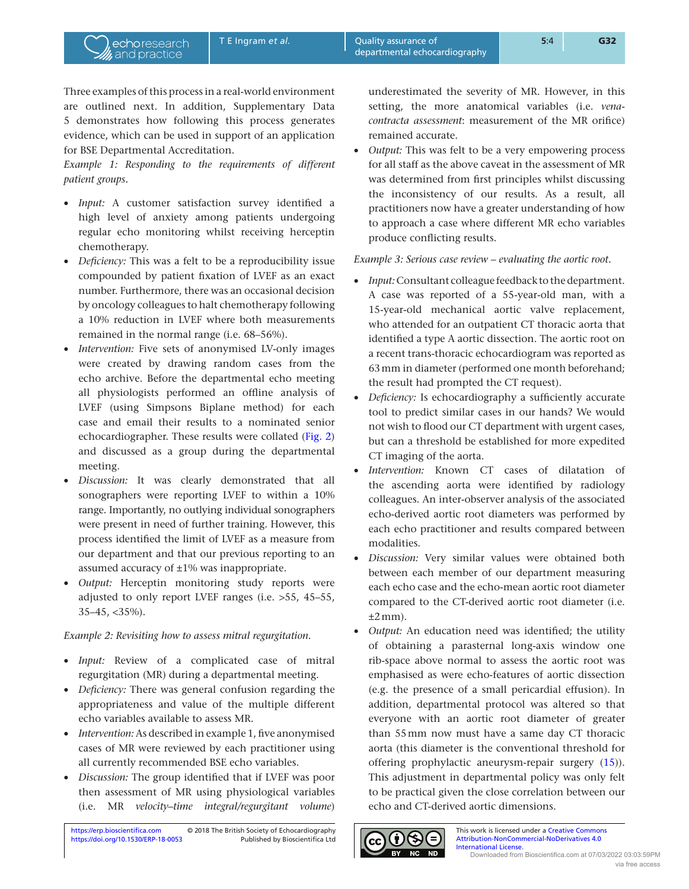Three examples of this process in a real-world environment are outlined next. In addition, Supplementary Data 5 demonstrates how following this process generates evidence, which can be used in support of an application for BSE Departmental Accreditation.

*Example 1: Responding to the requirements of different patient groups.*

- *Input:* A customer satisfaction survey identified a high level of anxiety among patients undergoing regular echo monitoring whilst receiving herceptin chemotherapy.
- *Deficiency:* This was a felt to be a reproducibility issue compounded by patient fixation of LVEF as an exact number. Furthermore, there was an occasional decision by oncology colleagues to halt chemotherapy following a 10% reduction in LVEF where both measurements remained in the normal range (i.e. 68–56%).
- *Intervention:* Five sets of anonymised LV-only images were created by drawing random cases from the echo archive. Before the departmental echo meeting all physiologists performed an offline analysis of LVEF (using Simpsons Biplane method) for each case and email their results to a nominated senior echocardiographer. These results were collated (Fig. 2) and discussed as a group during the departmental meeting.
- *Discussion:* It was clearly demonstrated that all sonographers were reporting LVEF to within a 10% range. Importantly, no outlying individual sonographers were present in need of further training. However, this process identified the limit of LVEF as a measure from our department and that our previous reporting to an assumed accuracy of ±1% was inappropriate.
- *Output:* Herceptin monitoring study reports were adjusted to only report LVEF ranges (i.e. >55, 45–55, 35–45, <35%).

*Example 2: Revisiting how to assess mitral regurgitation.*

- *Input:* Review of a complicated case of mitral regurgitation (MR) during a departmental meeting.
- *Deficiency:* There was general confusion regarding the appropriateness and value of the multiple different echo variables available to assess MR.
- *Intervention:* As described in example 1, five anonymised cases of MR were reviewed by each practitioner using all currently recommended BSE echo variables.
- *Discussion:* The group identified that if LVEF was poor then assessment of MR using physiological variables (i.e. MR *velocity–time integral/regurgitant volume*) underestimated the severity of MR. However, in this setting, the more anatomical variables (i.e. *vena-contracta assessment*: measurement of the MR orifice) remained accurate.
- *Output:* This was felt to be a very empowering process for all staff as the above caveat in the assessment of MR was determined from first principles whilst discussing the inconsistency of our results. As a result, all practitioners now have a greater understanding of how to approach a case where different MR echo variables produce conflicting results.

*Example 3: Serious case review – evaluating the aortic root.*

- *Input:* Consultant colleague feedback to the department. A case was reported of a 55-year-old man, with a 15-year-old mechanical aortic valve replacement, who attended for an outpatient CT thoracic aorta that identified a type A aortic dissection. The aortic root on a recent trans-thoracic echocardiogram was reported as 63 mm in diameter (performed one month beforehand; the result had prompted the CT request).
- *Deficiency:* Is echocardiography a sufficiently accurate tool to predict similar cases in our hands? We would not wish to flood our CT department with urgent cases, but can a threshold be established for more expedited CT imaging of the aorta.
- *Intervention:* Known CT cases of dilatation of the ascending aorta were identified by radiology colleagues. An inter-observer analysis of the associated echo-derived aortic root diameters was performed by each echo practitioner and results compared between modalities.
- *Discussion:* Very similar values were obtained both between each member of our department measuring each echo case and the echo-mean aortic root diameter compared to the CT-derived aortic root diameter (i.e. ±2 mm).
- *Output:* An education need was identified; the utility of obtaining a parasternal long-axis window one rib-space above normal to assess the aortic root was emphasised as were echo-features of aortic dissection (e.g. the presence of a small pericardial effusion). In addition, departmental protocol was altered so that everyone with an aortic root diameter of greater than 55 mm now must have a same day CT thoracic aorta (this diameter is the conventional threshold for offering prophylactic aneurysm-repair surgery (15)). This adjustment in departmental policy was only felt to be practical given the close correlation between our echo and CT-derived aortic dimensions.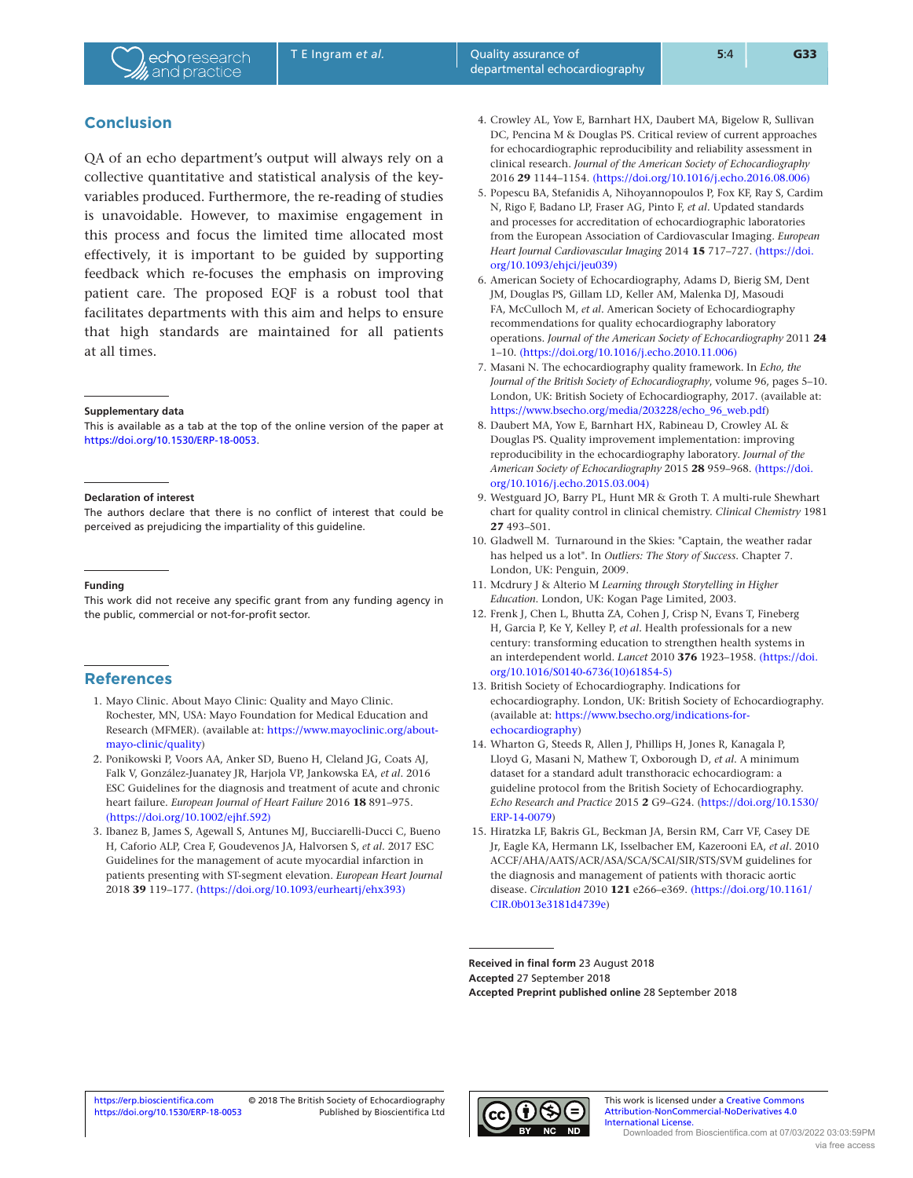## Conclusion

QA of an echo department's output will always rely on a collective quantitative and statistical analysis of the key-variables produced. Furthermore, the re-reading of studies is unavoidable. However, to maximise engagement in this process and focus the limited time allocated most effectively, it is important to be guided by supporting feedback which re-focuses the emphasis on improving patient care. The proposed EQF is a robust tool that facilitates departments with this aim and helps to ensure that high standards are maintained for all patients at all times.

### Supplementary data

This is available as a tab at the top of the online version of the paper at https://doi.org/10.1530/ERP-18-0053.

### Declaration of interest

The authors declare that there is no conflict of interest that could be perceived as prejudicing the impartiality of this guideline.

### Funding

This work did not receive any specific grant from any funding agency in the public, commercial or not-for-profit sector.

## References

1. Mayo Clinic. About Mayo Clinic: Quality and Mayo Clinic. Rochester, MN, USA: Mayo Foundation for Medical Education and Research (MFMER). (available at: https://www.mayoclinic.org/about-mayo-clinic/quality)
2. Ponikowski P, Voors AA, Anker SD, Bueno H, Cleland JG, Coats AJ, Falk V, González-Juanatey JR, Harjola VP, Jankowska EA, *et al*. 2016 ESC Guidelines for the diagnosis and treatment of acute and chronic heart failure. *European Journal of Heart Failure* 2016 **18** 891–975. (https://doi.org/10.1002/ejhf.592)
3. Ibanez B, James S, Agewall S, Antunes MJ, Bucciarelli-Ducci C, Bueno H, Caforio ALP, Crea F, Goudevenos JA, Halvorsen S, *et al*. 2017 ESC Guidelines for the management of acute myocardial infarction in patients presenting with ST-segment elevation. *European Heart Journal* 2018 **39** 119–177. (https://doi.org/10.1093/eurheartj/ehx393)
4. Crowley AL, Yow E, Barnhart HX, Daubert MA, Bigelow R, Sullivan DC, Pencina M & Douglas PS. Critical review of current approaches for echocardiographic reproducibility and reliability assessment in clinical research. *Journal of the American Society of Echocardiography* 2016 **29** 1144–1154. (https://doi.org/10.1016/j.echo.2016.08.006)
5. Popescu BA, Stefanidis A, Nihoyannopoulos P, Fox KF, Ray S, Cardim N, Rigo F, Badano LP, Fraser AG, Pinto F, *et al*. Updated standards and processes for accreditation of echocardiographic laboratories from the European Association of Cardiovascular Imaging. *European Heart Journal Cardiovascular Imaging* 2014 **15** 717–727. (https://doi.org/10.1093/ehjci/jeu039)
6. American Society of Echocardiography, Adams D, Bierig SM, Dent JM, Douglas PS, Gillam LD, Keller AM, Malenka DJ, Masoudi FA, McCulloch M, *et al*. American Society of Echocardiography recommendations for quality echocardiography laboratory operations. *Journal of the American Society of Echocardiography* 2011 **24** 1–10. (https://doi.org/10.1016/j.echo.2010.11.006)
7. Masani N. The echocardiography quality framework. In *Echo, the Journal of the British Society of Echocardiography*, volume 96, pages 5–10. London, UK: British Society of Echocardiography, 2017. (available at: https://www.bsecho.org/media/203228/echo_96_web.pdf)
8. Daubert MA, Yow E, Barnhart HX, Rabineau D, Crowley AL & Douglas PS. Quality improvement implementation: improving reproducibility in the echocardiography laboratory. *Journal of the American Society of Echocardiography* 2015 **28** 959–968. (https://doi.org/10.1016/j.echo.2015.03.004)
9. Westguard JO, Barry PL, Hunt MR & Groth T. A multi-rule Shewhart chart for quality control in clinical chemistry. *Clinical Chemistry* 1981 **27** 493–501.
10. Gladwell M. Turnaround in the Skies: "Captain, the weather radar has helped us a lot". In *Outliers: The Story of Success*. Chapter 7. London, UK: Penguin, 2009.
11. Mcdrury J & Alterio M *Learning through Storytelling in Higher Education*. London, UK: Kogan Page Limited, 2003.
12. Frenk J, Chen L, Bhutta ZA, Cohen J, Crisp N, Evans T, Fineberg H, Garcia P, Ke Y, Kelley P, *et al*. Health professionals for a new century: transforming education to strengthen health systems in an interdependent world. *Lancet* 2010 **376** 1923–1958. (https://doi.org/10.1016/S0140-6736(10)61854-5)
13. British Society of Echocardiography. Indications for echocardiography. London, UK: British Society of Echocardiography. (available at: https://www.bsecho.org/indications-for-echocardiography)
14. Wharton G, Steeds R, Allen J, Phillips H, Jones R, Kanagala P, Lloyd G, Masani N, Mathew T, Oxborough D, *et al*. A minimum dataset for a standard adult transthoracic echocardiogram: a guideline protocol from the British Society of Echocardiography. *Echo Research and Practice* 2015 **2** G9–G24. (https://doi.org/10.1530/ERP-14-0079)
15. Hiratzka LF, Bakris GL, Beckman JA, Bersin RM, Carr VF, Casey DE Jr, Eagle KA, Hermann LK, Isselbacher EM, Kazerooni EA, *et al*. 2010 ACCF/AHA/AATS/ACR/ASA/SCA/SCAI/SIR/STS/SVM guidelines for the diagnosis and management of patients with thoracic aortic disease. *Circulation* 2010 **121** e266–e369. (https://doi.org/10.1161/CIR.0b013e3181d4739e)

**Received in final form** 23 August 2018
**Accepted** 27 September 2018
**Accepted Preprint published online** 28 September 2018